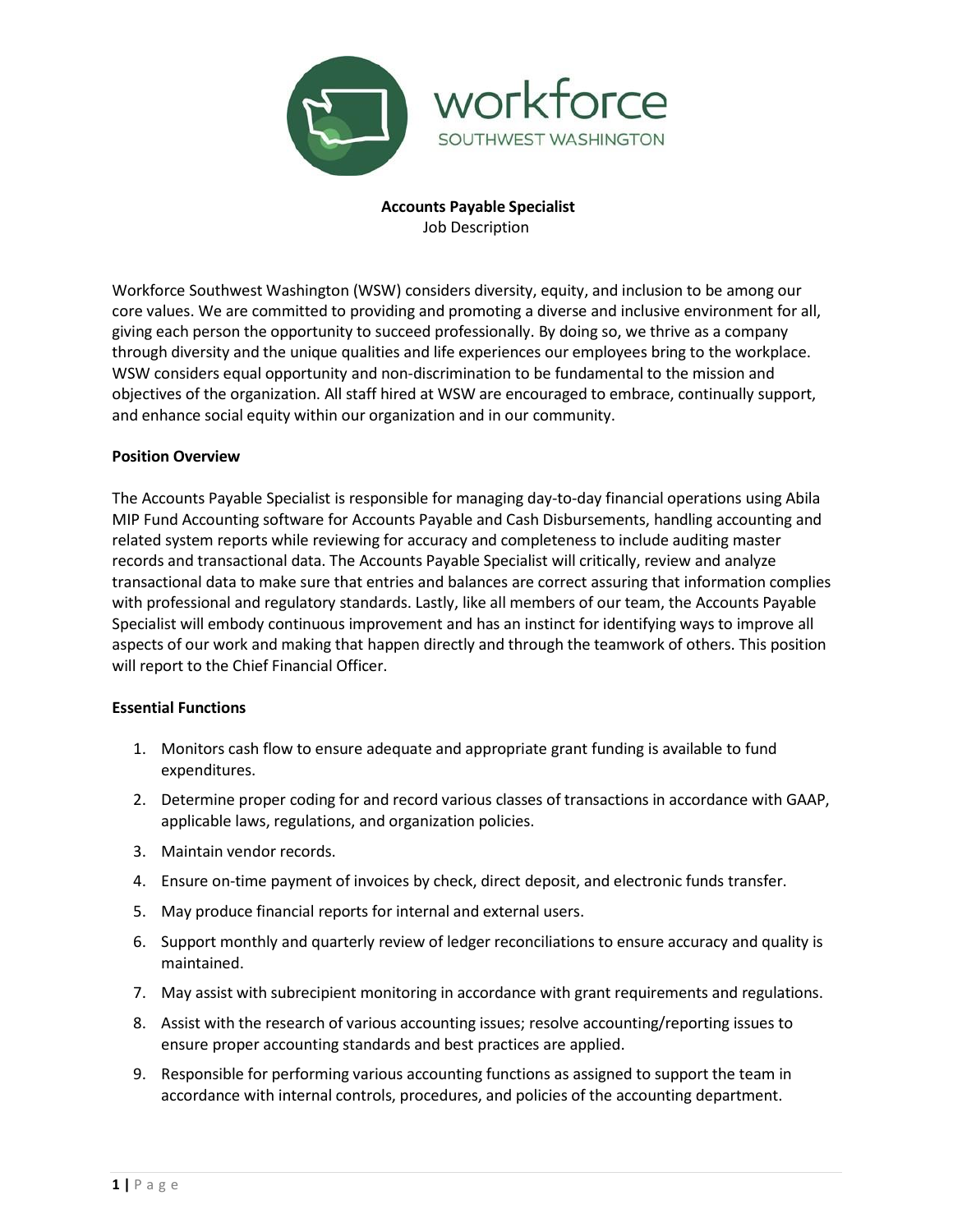# Accounts Payable Specialist

Job Description

Workforce Southwest Washington (WSW) considers diversity, equity, and inclusion to be among our core values. We are committed to providing and promoting a diverse and inclusive environment for all, giving each person the opportunity to succeed professionally. By doing so, we thrive as a company through diversity and the unique qualities and life experiences our employees bring to the workplace. WSW considers equal opportunity and non-discrimination to be fundamental to the mission and objectives of the organization. All staff hired at WSW are encouraged to embrace, continually support, and enhance social equity within our organization and in our community.

**Position Overview**

The Accounts Payable Specialist is responsible for managing day-to-day financial operations using Abila MIP Fund Accounting software for Accounts Payable and Cash Disbursements, handling accounting and related system reports while reviewing for accuracy and completeness to include auditing master records and transactional data. The Accounts Payable Specialist will critically, review and analyze transactional data to make sure that entries and balances are correct assuring that information complies with professional and regulatory standards. Lastly, like all members of our team, the Accounts Payable Specialist will embody continuous improvement and has an instinct for identifying ways to improve all aspects of our work and making that happen directly and through the teamwork of others. This position will report to the Chief Financial Officer.

**Essential Functions**

1. Monitors cash flow to ensure adequate and appropriate grant funding is available to fund expenditures.
2. Determine proper coding for and record various classes of transactions in accordance with GAAP, applicable laws, regulations, and organization policies.
3. Maintain vendor records.
4. Ensure on-time payment of invoices by check, direct deposit, and electronic funds transfer.
5. May produce financial reports for internal and external users.
6. Support monthly and quarterly review of ledger reconciliations to ensure accuracy and quality is maintained.
7. May assist with subrecipient monitoring in accordance with grant requirements and regulations.
8. Assist with the research of various accounting issues; resolve accounting/reporting issues to ensure proper accounting standards and best practices are applied.
9. Responsible for performing various accounting functions as assigned to support the team in accordance with internal controls, procedures, and policies of the accounting department.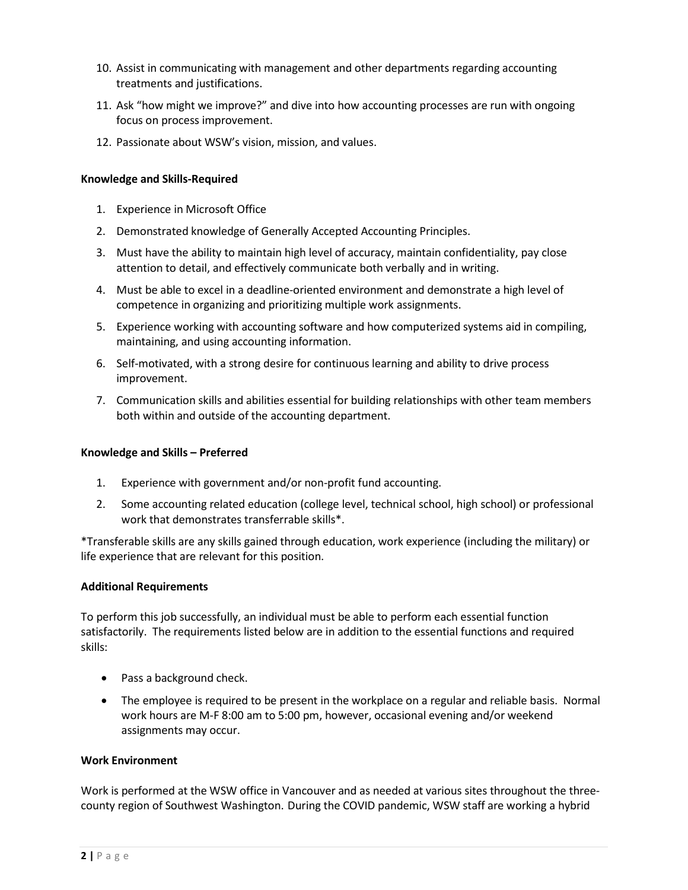10. Assist in communicating with management and other departments regarding accounting treatments and justifications.
11. Ask "how might we improve?" and dive into how accounting processes are run with ongoing focus on process improvement.
12. Passionate about WSW's vision, mission, and values.

**Knowledge and Skills-Required**

1. Experience in Microsoft Office
2. Demonstrated knowledge of Generally Accepted Accounting Principles.
3. Must have the ability to maintain high level of accuracy, maintain confidentiality, pay close attention to detail, and effectively communicate both verbally and in writing.
4. Must be able to excel in a deadline-oriented environment and demonstrate a high level of competence in organizing and prioritizing multiple work assignments.
5. Experience working with accounting software and how computerized systems aid in compiling, maintaining, and using accounting information.
6. Self-motivated, with a strong desire for continuous learning and ability to drive process improvement.
7. Communication skills and abilities essential for building relationships with other team members both within and outside of the accounting department.

**Knowledge and Skills – Preferred**

1. Experience with government and/or non-profit fund accounting.
2. Some accounting related education (college level, technical school, high school) or professional work that demonstrates transferrable skills*.

*Transferable skills are any skills gained through education, work experience (including the military) or life experience that are relevant for this position.

**Additional Requirements**

To perform this job successfully, an individual must be able to perform each essential function satisfactorily. The requirements listed below are in addition to the essential functions and required skills:

- Pass a background check.
- The employee is required to be present in the workplace on a regular and reliable basis. Normal work hours are M-F 8:00 am to 5:00 pm, however, occasional evening and/or weekend assignments may occur.

**Work Environment**

Work is performed at the WSW office in Vancouver and as needed at various sites throughout the three-county region of Southwest Washington. During the COVID pandemic, WSW staff are working a hybrid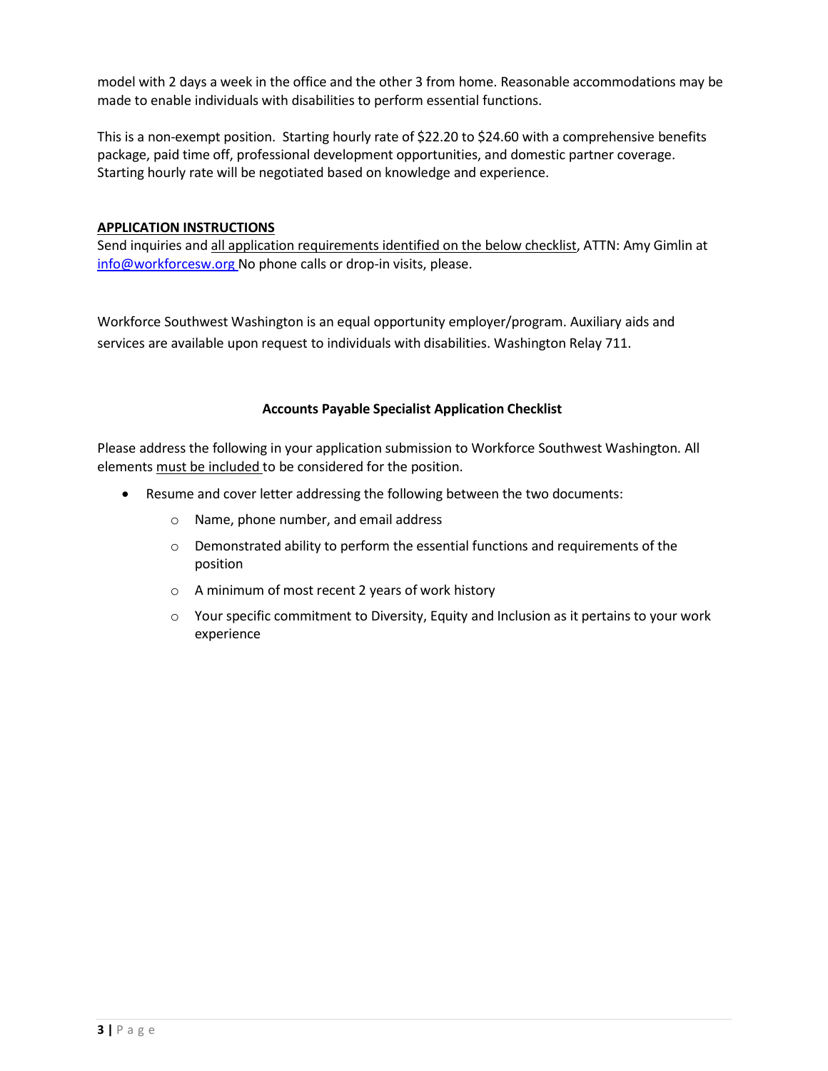model with 2 days a week in the office and the other 3 from home. Reasonable accommodations may be made to enable individuals with disabilities to perform essential functions.

This is a non-exempt position. Starting hourly rate of $22.20 to $24.60 with a comprehensive benefits package, paid time off, professional development opportunities, and domestic partner coverage. Starting hourly rate will be negotiated based on knowledge and experience.

**APPLICATION INSTRUCTIONS**

Send inquiries and all application requirements identified on the below checklist, ATTN: Amy Gimlin at info@workforcesw.org No phone calls or drop-in visits, please.

Workforce Southwest Washington is an equal opportunity employer/program. Auxiliary aids and services are available upon request to individuals with disabilities. Washington Relay 711.

**Accounts Payable Specialist Application Checklist**

Please address the following in your application submission to Workforce Southwest Washington. All elements must be included to be considered for the position.

- Resume and cover letter addressing the following between the two documents:
  - Name, phone number, and email address
  - Demonstrated ability to perform the essential functions and requirements of the position
  - A minimum of most recent 2 years of work history
  - Your specific commitment to Diversity, Equity and Inclusion as it pertains to your work experience